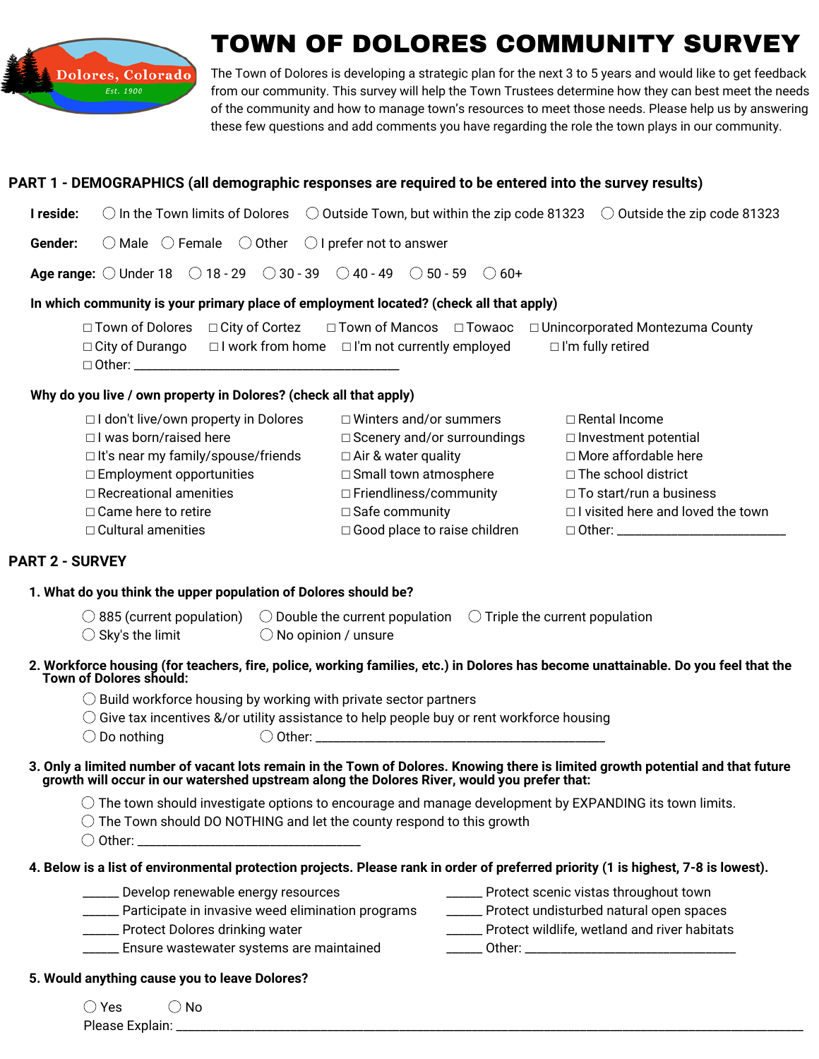Dolores, Colorado
Est. 1900

# TOWN OF DOLORES COMMUNITY SURVEY

The Town of Dolores is developing a strategic plan for the next 3 to 5 years and would like to get feedback from our community. This survey will help the Town Trustees determine how they can best meet the needs of the community and how to manage town's resources to meet those needs. Please help us by answering these few questions and add comments you have regarding the role the town plays in our community.

## PART 1 - DEMOGRAPHICS (all demographic responses are required to be entered into the survey results)

**I reside:** ◯ In the Town limits of Dolores ◯ Outside Town, but within the zip code 81323 ◯ Outside the zip code 81323

**Gender:** ◯ Male ◯ Female ◯ Other ◯ I prefer not to answer

**Age range:** ◯ Under 18 ◯ 18 - 29 ◯ 30 - 39 ◯ 40 - 49 ◯ 50 - 59 ◯ 60+

**In which community is your primary place of employment located? (check all that apply)**

☐ Town of Dolores ☐ City of Cortez ☐ Town of Mancos ☐ Towaoc ☐ Unincorporated Montezuma County
☐ City of Durango ☐ I work from home ☐ I'm not currently employed ☐ I'm fully retired
☐ Other: ________________________________________

**Why do you live / own property in Dolores? (check all that apply)**

☐ I don't live/own property in Dolores
☐ I was born/raised here
☐ It's near my family/spouse/friends
☐ Employment opportunities
☐ Recreational amenities
☐ Came here to retire
☐ Cultural amenities
☐ Winters and/or summers
☐ Scenery and/or surroundings
☐ Air & water quality
☐ Small town atmosphere
☐ Friendliness/community
☐ Safe community
☐ Good place to raise children
☐ Rental Income
☐ Investment potential
☐ More affordable here
☐ The school district
☐ To start/run a business
☐ I visited here and loved the town
☐ Other: __________________________

## PART 2 - SURVEY

**1. What do you think the upper population of Dolores should be?**

◯ 885 (current population) ◯ Double the current population ◯ Triple the current population
◯ Sky's the limit ◯ No opinion / unsure

**2. Workforce housing (for teachers, fire, police, working families, etc.) in Dolores has become unattainable. Do you feel that the Town of Dolores should:**

◯ Build workforce housing by working with private sector partners
◯ Give tax incentives &/or utility assistance to help people buy or rent workforce housing
◯ Do nothing ◯ Other: ____________________________________________

**3. Only a limited number of vacant lots remain in the Town of Dolores. Knowing there is limited growth potential and that future growth will occur in our watershed upstream along the Dolores River, would you prefer that:**

◯ The town should investigate options to encourage and manage development by EXPANDING its town limits.
◯ The Town should DO NOTHING and let the county respond to this growth
◯ Other: __________________________________

**4. Below is a list of environmental protection projects. Please rank in order of preferred priority (1 is highest, 7-8 is lowest).**

_____ Develop renewable energy resources
_____ Participate in invasive weed elimination programs
_____ Protect Dolores drinking water
_____ Ensure wastewater systems are maintained
_____ Protect scenic vistas throughout town
_____ Protect undisturbed natural open spaces
_____ Protect wildlife, wetland and river habitats
_____ Other: ________________________________

**5. Would anything cause you to leave Dolores?**

◯ Yes ◯ No
Please Explain: ________________________________________________________________________________________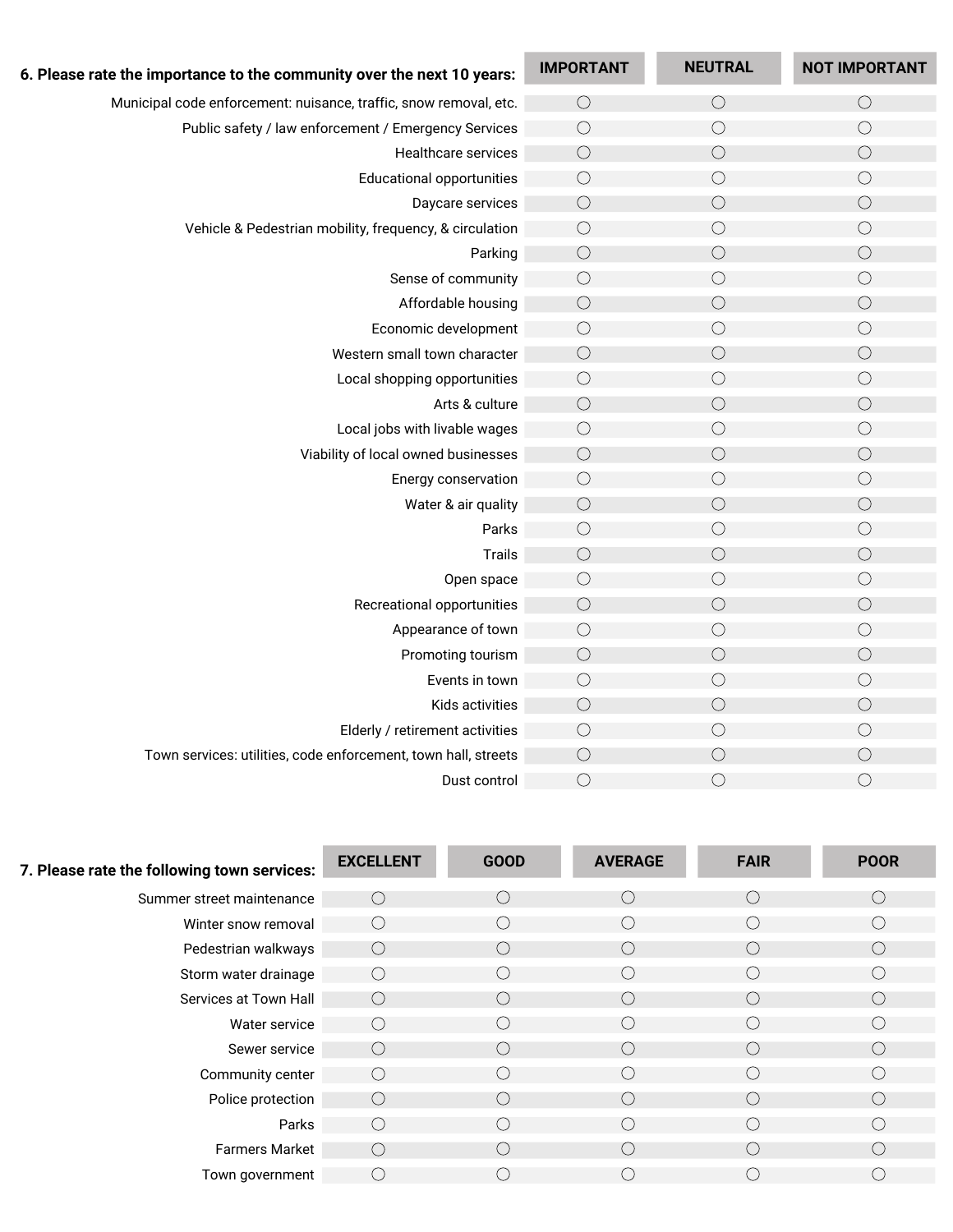**6. Please rate the importance to the community over the next 10 years:**

| | IMPORTANT | NEUTRAL | NOT IMPORTANT |
|---|---|---|---|
| Municipal code enforcement: nuisance, traffic, snow removal, etc. | ○ | ○ | ○ |
| Public safety / law enforcement / Emergency Services | ○ | ○ | ○ |
| Healthcare services | ○ | ○ | ○ |
| Educational opportunities | ○ | ○ | ○ |
| Daycare services | ○ | ○ | ○ |
| Vehicle & Pedestrian mobility, frequency, & circulation | ○ | ○ | ○ |
| Parking | ○ | ○ | ○ |
| Sense of community | ○ | ○ | ○ |
| Affordable housing | ○ | ○ | ○ |
| Economic development | ○ | ○ | ○ |
| Western small town character | ○ | ○ | ○ |
| Local shopping opportunities | ○ | ○ | ○ |
| Arts & culture | ○ | ○ | ○ |
| Local jobs with livable wages | ○ | ○ | ○ |
| Viability of local owned businesses | ○ | ○ | ○ |
| Energy conservation | ○ | ○ | ○ |
| Water & air quality | ○ | ○ | ○ |
| Parks | ○ | ○ | ○ |
| Trails | ○ | ○ | ○ |
| Open space | ○ | ○ | ○ |
| Recreational opportunities | ○ | ○ | ○ |
| Appearance of town | ○ | ○ | ○ |
| Promoting tourism | ○ | ○ | ○ |
| Events in town | ○ | ○ | ○ |
| Kids activities | ○ | ○ | ○ |
| Elderly / retirement activities | ○ | ○ | ○ |
| Town services: utilities, code enforcement, town hall, streets | ○ | ○ | ○ |
| Dust control | ○ | ○ | ○ |

**7. Please rate the following town services:**

| | EXCELLENT | GOOD | AVERAGE | FAIR | POOR |
|---|---|---|---|---|---|
| Summer street maintenance | ○ | ○ | ○ | ○ | ○ |
| Winter snow removal | ○ | ○ | ○ | ○ | ○ |
| Pedestrian walkways | ○ | ○ | ○ | ○ | ○ |
| Storm water drainage | ○ | ○ | ○ | ○ | ○ |
| Services at Town Hall | ○ | ○ | ○ | ○ | ○ |
| Water service | ○ | ○ | ○ | ○ | ○ |
| Sewer service | ○ | ○ | ○ | ○ | ○ |
| Community center | ○ | ○ | ○ | ○ | ○ |
| Police protection | ○ | ○ | ○ | ○ | ○ |
| Parks | ○ | ○ | ○ | ○ | ○ |
| Farmers Market | ○ | ○ | ○ | ○ | ○ |
| Town government | ○ | ○ | ○ | ○ | ○ |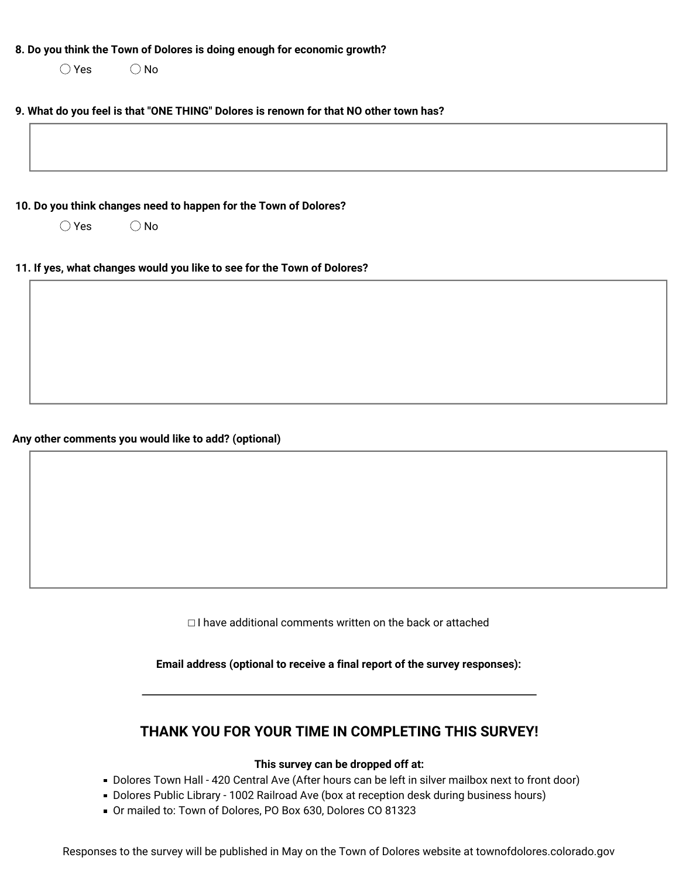**8. Do you think the Town of Dolores is doing enough for economic growth?**

◯ Yes ◯ No

**9. What do you feel is that "ONE THING" Dolores is renown for that NO other town has?**

**10. Do you think changes need to happen for the Town of Dolores?**

◯ Yes ◯ No

**11. If yes, what changes would you like to see for the Town of Dolores?**

**Any other comments you would like to add? (optional)**

□ I have additional comments written on the back or attached

**Email address (optional to receive a final report of the survey responses):**

\_\_\_\_\_\_\_\_\_\_\_\_\_\_\_\_\_\_\_\_\_\_\_\_\_\_\_\_\_\_\_\_\_\_\_\_\_\_\_\_\_\_\_\_

## THANK YOU FOR YOUR TIME IN COMPLETING THIS SURVEY!

**This survey can be dropped off at:**

- Dolores Town Hall - 420 Central Ave (After hours can be left in silver mailbox next to front door)
- Dolores Public Library - 1002 Railroad Ave (box at reception desk during business hours)
- Or mailed to: Town of Dolores, PO Box 630, Dolores CO 81323

Responses to the survey will be published in May on the Town of Dolores website at townofdolores.colorado.gov